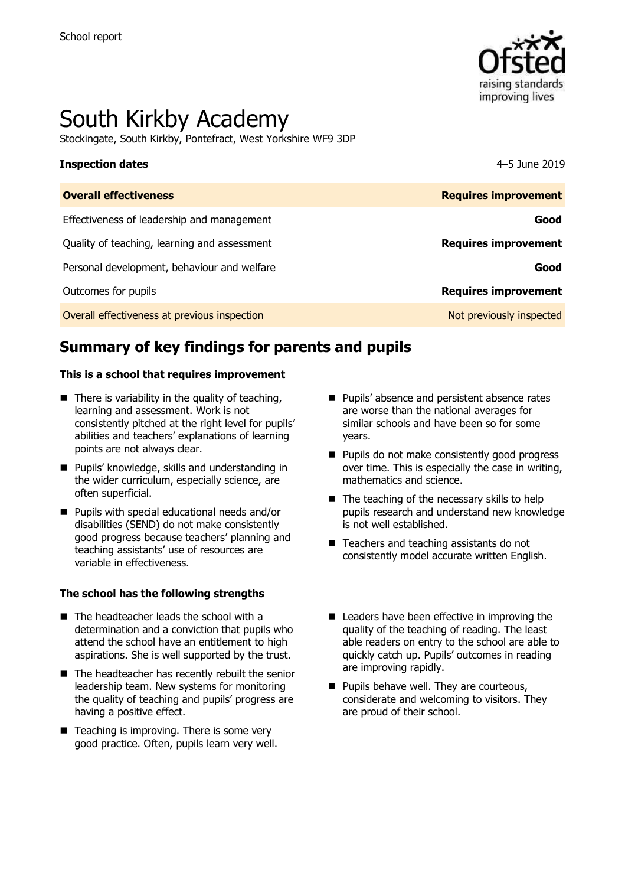School report

# South Kirkby Academy

Stockingate, South Kirkby, Pontefract, West Yorkshire WF9 3DP

| **Inspection dates** | 4–5 June 2019 |
| --- | --- |
| **Overall effectiveness** | **Requires improvement** |
| Effectiveness of leadership and management | **Good** |
| Quality of teaching, learning and assessment | **Requires improvement** |
| Personal development, behaviour and welfare | **Good** |
| Outcomes for pupils | **Requires improvement** |
| Overall effectiveness at previous inspection | Not previously inspected |

## Summary of key findings for parents and pupils

**This is a school that requires improvement**

- There is variability in the quality of teaching, learning and assessment. Work is not consistently pitched at the right level for pupils' abilities and teachers' explanations of learning points are not always clear.
- Pupils' knowledge, skills and understanding in the wider curriculum, especially science, are often superficial.
- Pupils with special educational needs and/or disabilities (SEND) do not make consistently good progress because teachers' planning and teaching assistants' use of resources are variable in effectiveness.
- Pupils' absence and persistent absence rates are worse than the national averages for similar schools and have been so for some years.
- Pupils do not make consistently good progress over time. This is especially the case in writing, mathematics and science.
- The teaching of the necessary skills to help pupils research and understand new knowledge is not well established.
- Teachers and teaching assistants do not consistently model accurate written English.

**The school has the following strengths**

- The headteacher leads the school with a determination and a conviction that pupils who attend the school have an entitlement to high aspirations. She is well supported by the trust.
- The headteacher has recently rebuilt the senior leadership team. New systems for monitoring the quality of teaching and pupils' progress are having a positive effect.
- Teaching is improving. There is some very good practice. Often, pupils learn very well.
- Leaders have been effective in improving the quality of the teaching of reading. The least able readers on entry to the school are able to quickly catch up. Pupils' outcomes in reading are improving rapidly.
- Pupils behave well. They are courteous, considerate and welcoming to visitors. They are proud of their school.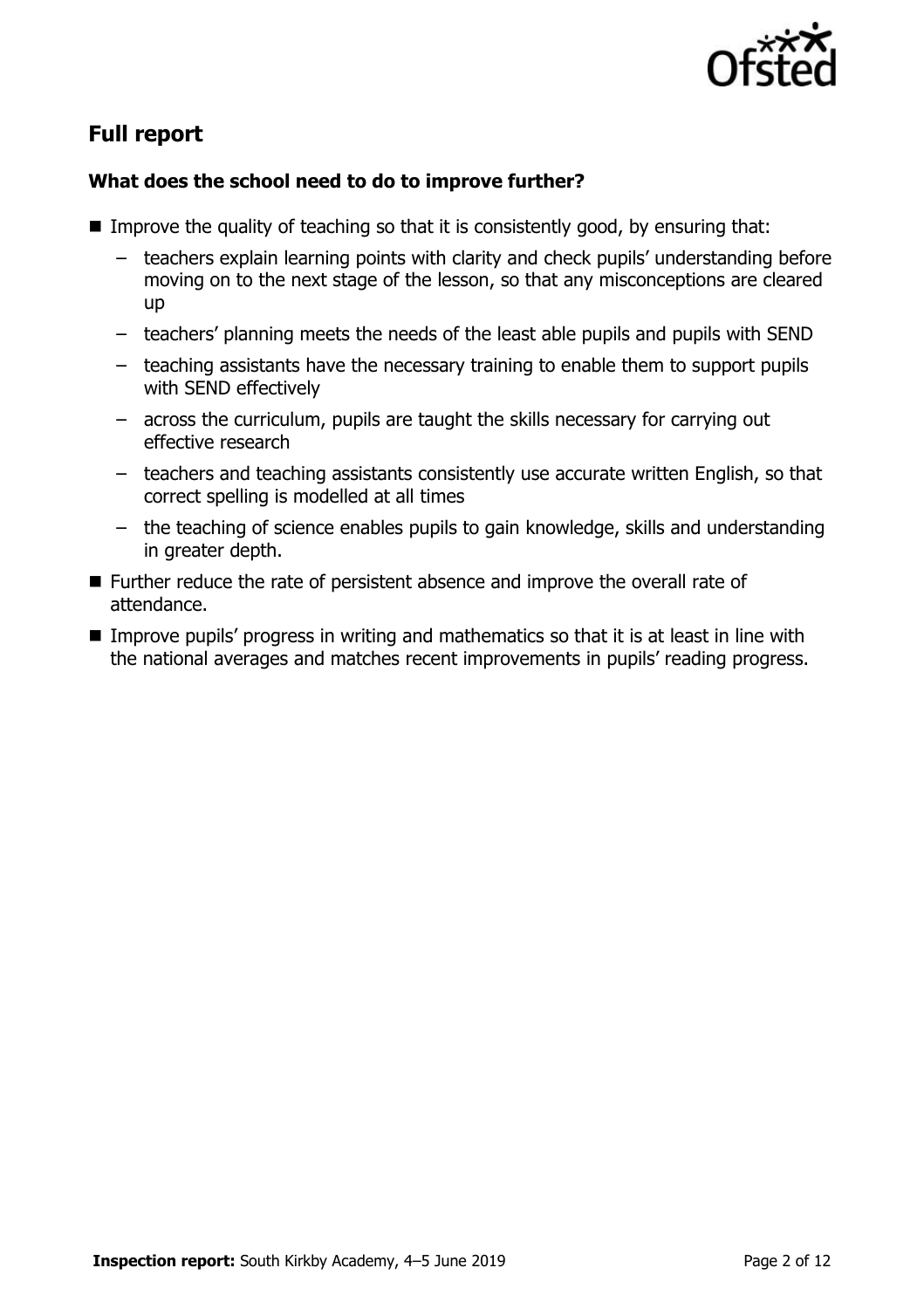## Full report

### What does the school need to do to improve further?

- Improve the quality of teaching so that it is consistently good, by ensuring that:
  - teachers explain learning points with clarity and check pupils' understanding before moving on to the next stage of the lesson, so that any misconceptions are cleared up
  - teachers' planning meets the needs of the least able pupils and pupils with SEND
  - teaching assistants have the necessary training to enable them to support pupils with SEND effectively
  - across the curriculum, pupils are taught the skills necessary for carrying out effective research
  - teachers and teaching assistants consistently use accurate written English, so that correct spelling is modelled at all times
  - the teaching of science enables pupils to gain knowledge, skills and understanding in greater depth.
- Further reduce the rate of persistent absence and improve the overall rate of attendance.
- Improve pupils' progress in writing and mathematics so that it is at least in line with the national averages and matches recent improvements in pupils' reading progress.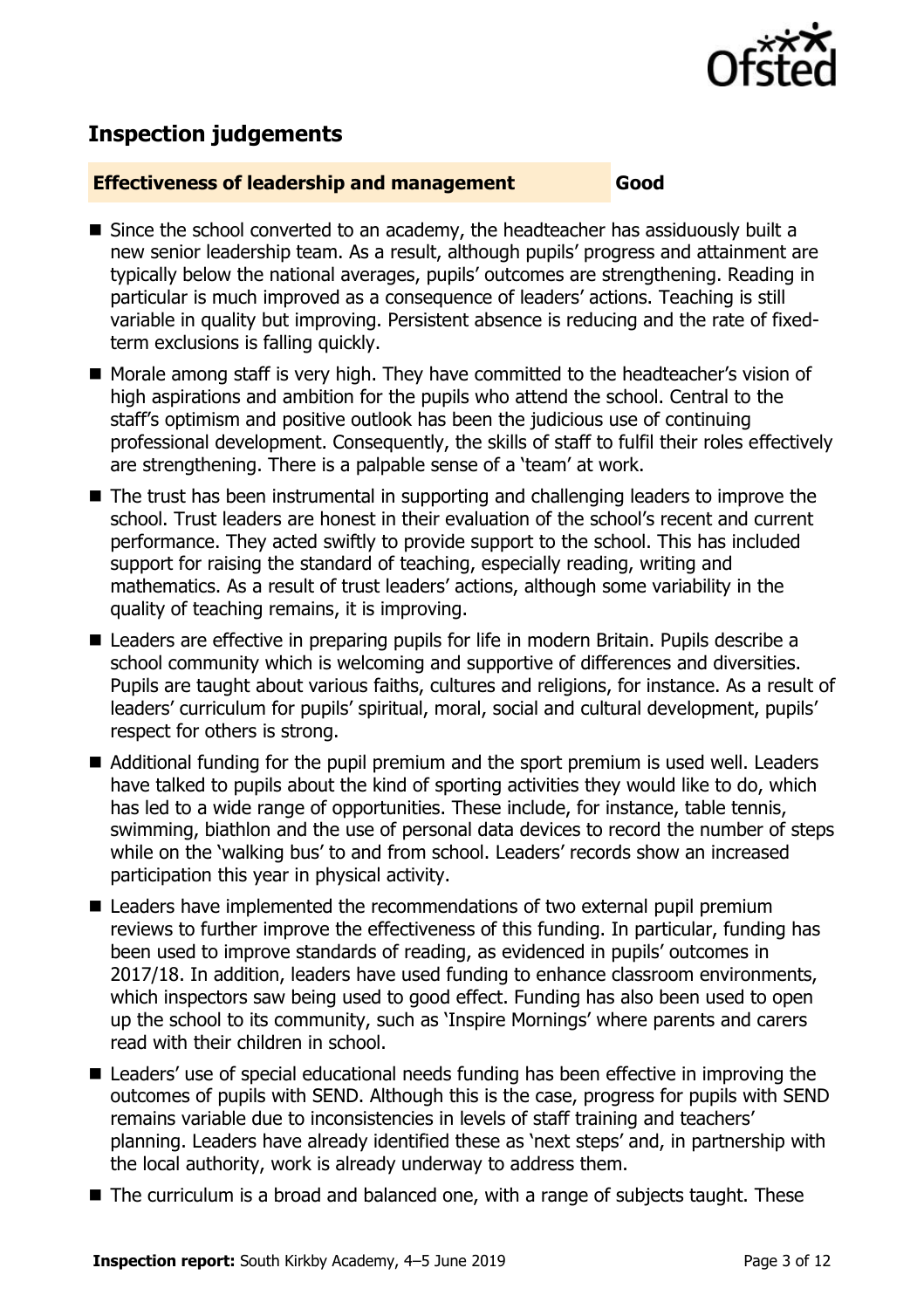## Inspection judgements

**Effectiveness of leadership and management** **Good**

- Since the school converted to an academy, the headteacher has assiduously built a new senior leadership team. As a result, although pupils' progress and attainment are typically below the national averages, pupils' outcomes are strengthening. Reading in particular is much improved as a consequence of leaders' actions. Teaching is still variable in quality but improving. Persistent absence is reducing and the rate of fixed-term exclusions is falling quickly.
- Morale among staff is very high. They have committed to the headteacher's vision of high aspirations and ambition for the pupils who attend the school. Central to the staff's optimism and positive outlook has been the judicious use of continuing professional development. Consequently, the skills of staff to fulfil their roles effectively are strengthening. There is a palpable sense of a 'team' at work.
- The trust has been instrumental in supporting and challenging leaders to improve the school. Trust leaders are honest in their evaluation of the school's recent and current performance. They acted swiftly to provide support to the school. This has included support for raising the standard of teaching, especially reading, writing and mathematics. As a result of trust leaders' actions, although some variability in the quality of teaching remains, it is improving.
- Leaders are effective in preparing pupils for life in modern Britain. Pupils describe a school community which is welcoming and supportive of differences and diversities. Pupils are taught about various faiths, cultures and religions, for instance. As a result of leaders' curriculum for pupils' spiritual, moral, social and cultural development, pupils' respect for others is strong.
- Additional funding for the pupil premium and the sport premium is used well. Leaders have talked to pupils about the kind of sporting activities they would like to do, which has led to a wide range of opportunities. These include, for instance, table tennis, swimming, biathlon and the use of personal data devices to record the number of steps while on the 'walking bus' to and from school. Leaders' records show an increased participation this year in physical activity.
- Leaders have implemented the recommendations of two external pupil premium reviews to further improve the effectiveness of this funding. In particular, funding has been used to improve standards of reading, as evidenced in pupils' outcomes in 2017/18. In addition, leaders have used funding to enhance classroom environments, which inspectors saw being used to good effect. Funding has also been used to open up the school to its community, such as 'Inspire Mornings' where parents and carers read with their children in school.
- Leaders' use of special educational needs funding has been effective in improving the outcomes of pupils with SEND. Although this is the case, progress for pupils with SEND remains variable due to inconsistencies in levels of staff training and teachers' planning. Leaders have already identified these as 'next steps' and, in partnership with the local authority, work is already underway to address them.
- The curriculum is a broad and balanced one, with a range of subjects taught. These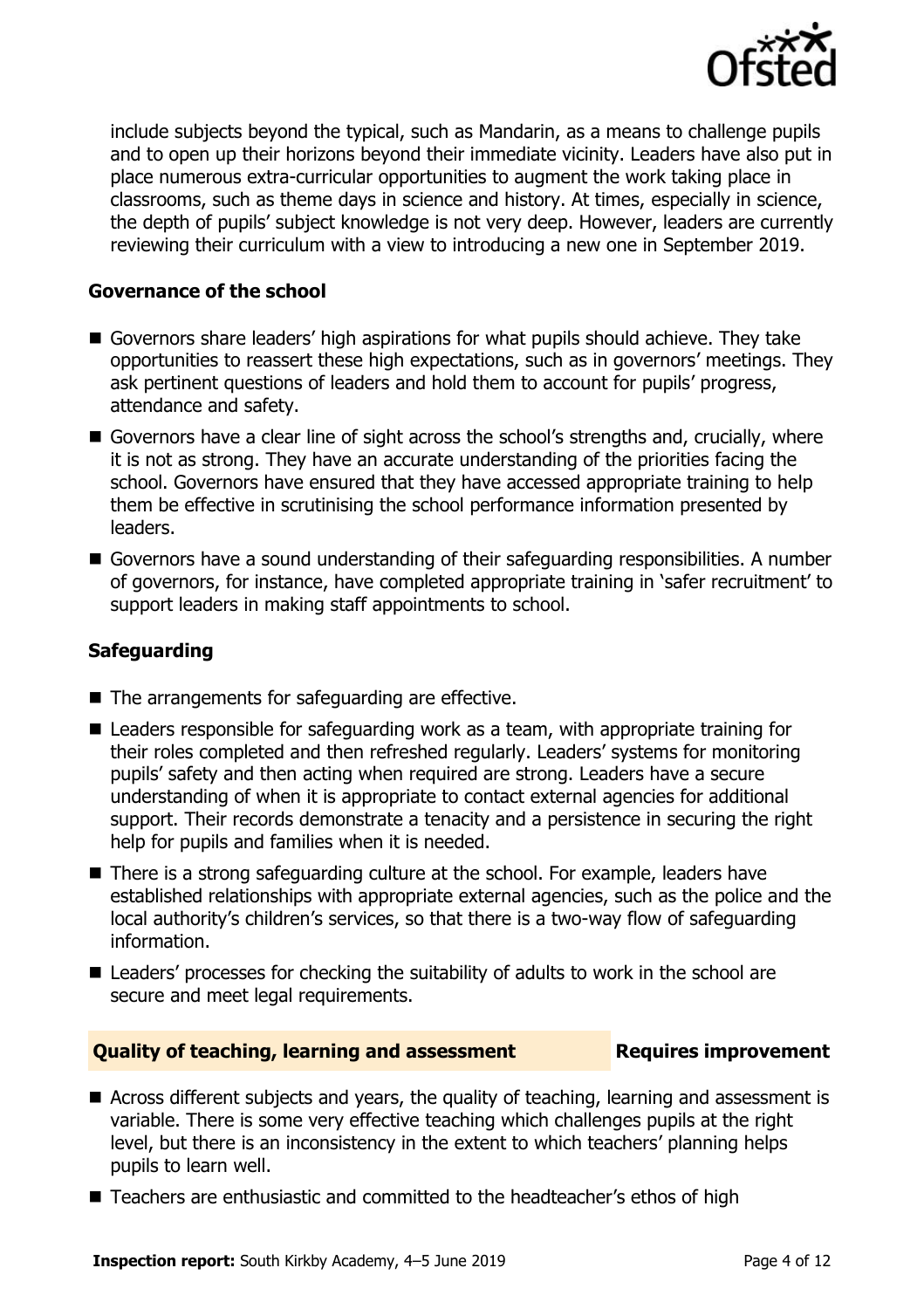include subjects beyond the typical, such as Mandarin, as a means to challenge pupils and to open up their horizons beyond their immediate vicinity. Leaders have also put in place numerous extra-curricular opportunities to augment the work taking place in classrooms, such as theme days in science and history. At times, especially in science, the depth of pupils' subject knowledge is not very deep. However, leaders are currently reviewing their curriculum with a view to introducing a new one in September 2019.

### Governance of the school

- Governors share leaders' high aspirations for what pupils should achieve. They take opportunities to reassert these high expectations, such as in governors' meetings. They ask pertinent questions of leaders and hold them to account for pupils' progress, attendance and safety.
- Governors have a clear line of sight across the school's strengths and, crucially, where it is not as strong. They have an accurate understanding of the priorities facing the school. Governors have ensured that they have accessed appropriate training to help them be effective in scrutinising the school performance information presented by leaders.
- Governors have a sound understanding of their safeguarding responsibilities. A number of governors, for instance, have completed appropriate training in 'safer recruitment' to support leaders in making staff appointments to school.

### Safeguarding

- The arrangements for safeguarding are effective.
- Leaders responsible for safeguarding work as a team, with appropriate training for their roles completed and then refreshed regularly. Leaders' systems for monitoring pupils' safety and then acting when required are strong. Leaders have a secure understanding of when it is appropriate to contact external agencies for additional support. Their records demonstrate a tenacity and a persistence in securing the right help for pupils and families when it is needed.
- There is a strong safeguarding culture at the school. For example, leaders have established relationships with appropriate external agencies, such as the police and the local authority's children's services, so that there is a two-way flow of safeguarding information.
- Leaders' processes for checking the suitability of adults to work in the school are secure and meet legal requirements.

## Quality of teaching, learning and assessment — Requires improvement

- Across different subjects and years, the quality of teaching, learning and assessment is variable. There is some very effective teaching which challenges pupils at the right level, but there is an inconsistency in the extent to which teachers' planning helps pupils to learn well.
- Teachers are enthusiastic and committed to the headteacher's ethos of high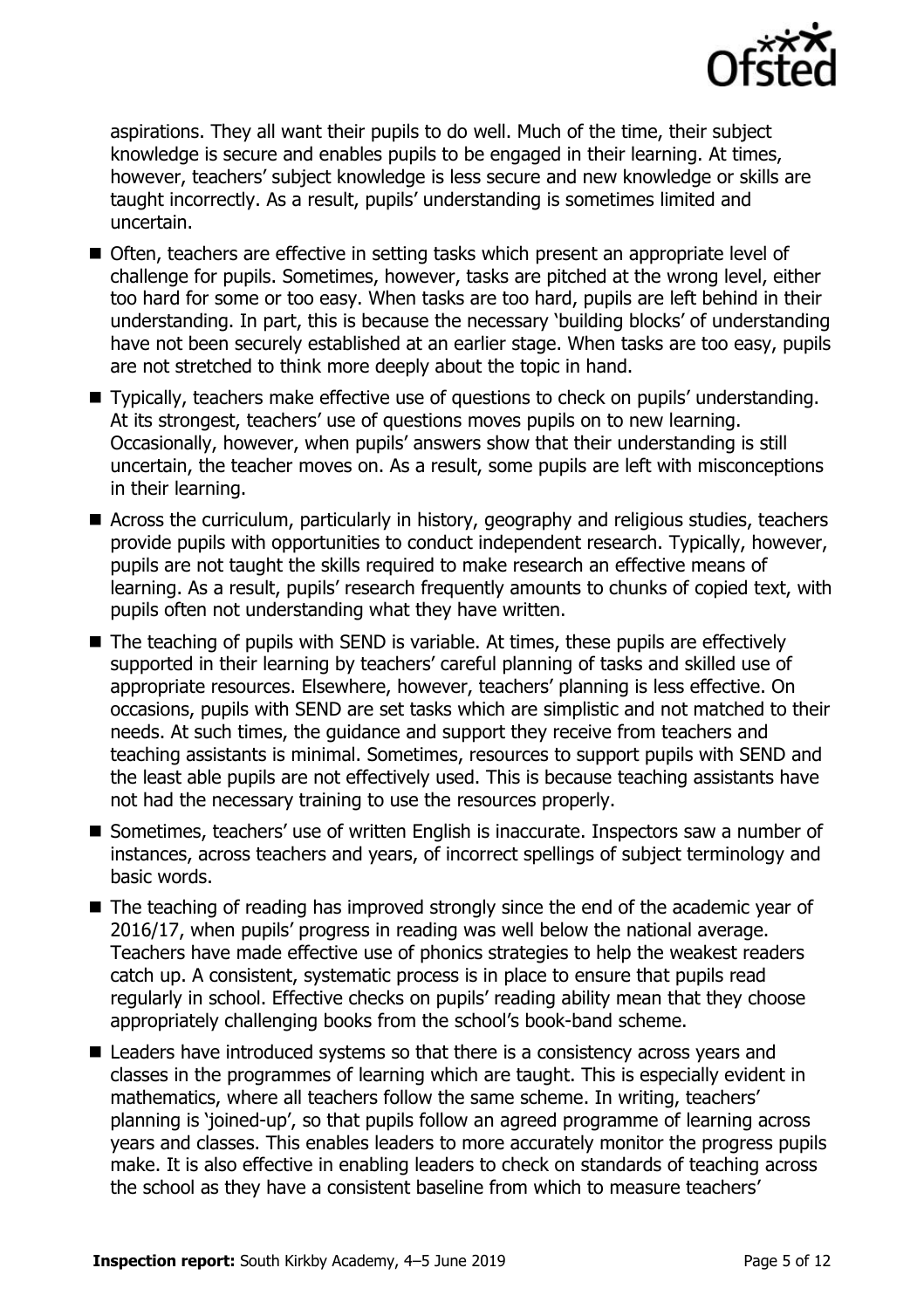aspirations. They all want their pupils to do well. Much of the time, their subject knowledge is secure and enables pupils to be engaged in their learning. At times, however, teachers' subject knowledge is less secure and new knowledge or skills are taught incorrectly. As a result, pupils' understanding is sometimes limited and uncertain.

- Often, teachers are effective in setting tasks which present an appropriate level of challenge for pupils. Sometimes, however, tasks are pitched at the wrong level, either too hard for some or too easy. When tasks are too hard, pupils are left behind in their understanding. In part, this is because the necessary 'building blocks' of understanding have not been securely established at an earlier stage. When tasks are too easy, pupils are not stretched to think more deeply about the topic in hand.
- Typically, teachers make effective use of questions to check on pupils' understanding. At its strongest, teachers' use of questions moves pupils on to new learning. Occasionally, however, when pupils' answers show that their understanding is still uncertain, the teacher moves on. As a result, some pupils are left with misconceptions in their learning.
- Across the curriculum, particularly in history, geography and religious studies, teachers provide pupils with opportunities to conduct independent research. Typically, however, pupils are not taught the skills required to make research an effective means of learning. As a result, pupils' research frequently amounts to chunks of copied text, with pupils often not understanding what they have written.
- The teaching of pupils with SEND is variable. At times, these pupils are effectively supported in their learning by teachers' careful planning of tasks and skilled use of appropriate resources. Elsewhere, however, teachers' planning is less effective. On occasions, pupils with SEND are set tasks which are simplistic and not matched to their needs. At such times, the guidance and support they receive from teachers and teaching assistants is minimal. Sometimes, resources to support pupils with SEND and the least able pupils are not effectively used. This is because teaching assistants have not had the necessary training to use the resources properly.
- Sometimes, teachers' use of written English is inaccurate. Inspectors saw a number of instances, across teachers and years, of incorrect spellings of subject terminology and basic words.
- The teaching of reading has improved strongly since the end of the academic year of 2016/17, when pupils' progress in reading was well below the national average. Teachers have made effective use of phonics strategies to help the weakest readers catch up. A consistent, systematic process is in place to ensure that pupils read regularly in school. Effective checks on pupils' reading ability mean that they choose appropriately challenging books from the school's book-band scheme.
- Leaders have introduced systems so that there is a consistency across years and classes in the programmes of learning which are taught. This is especially evident in mathematics, where all teachers follow the same scheme. In writing, teachers' planning is 'joined-up', so that pupils follow an agreed programme of learning across years and classes. This enables leaders to more accurately monitor the progress pupils make. It is also effective in enabling leaders to check on standards of teaching across the school as they have a consistent baseline from which to measure teachers'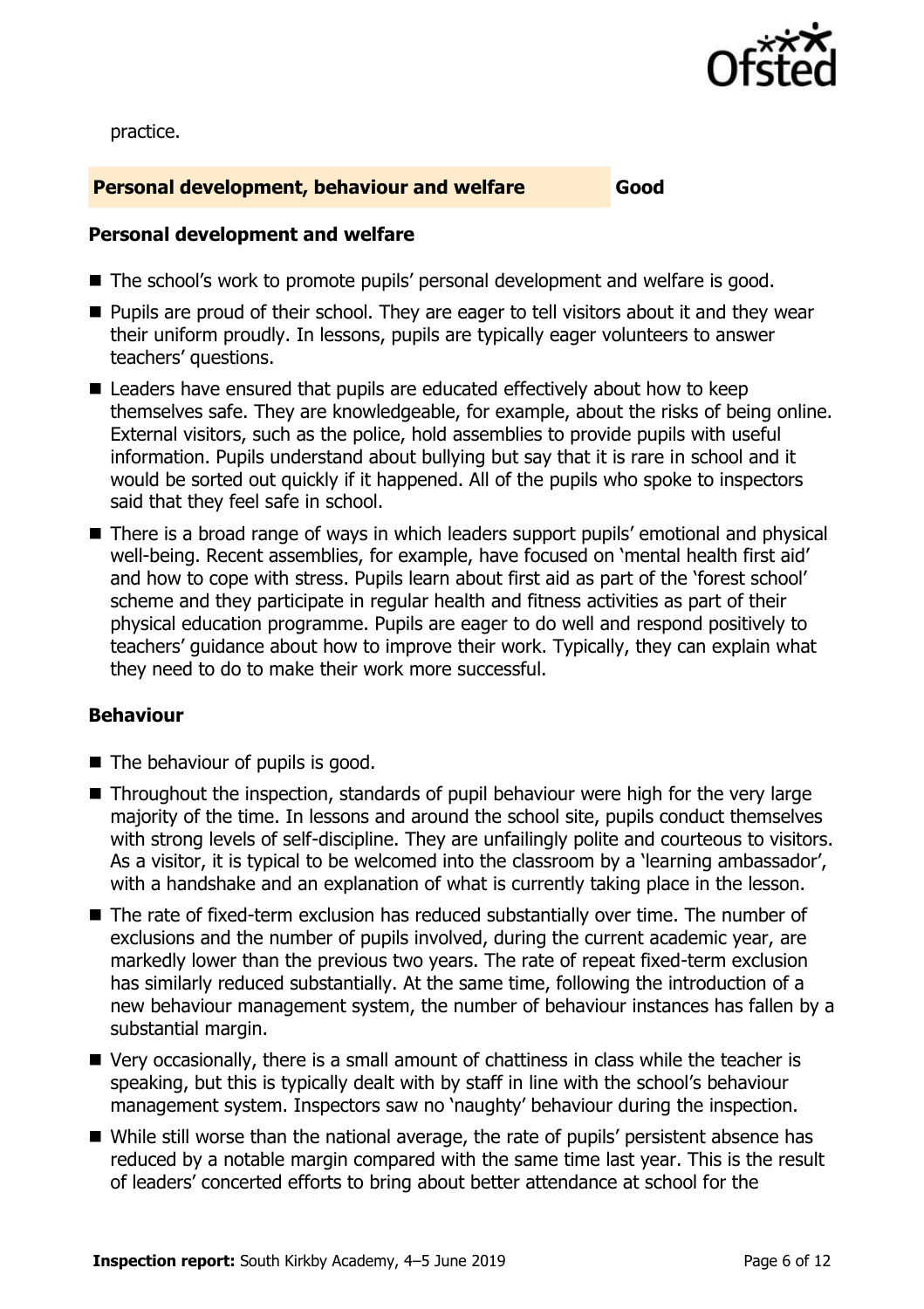practice.

## Personal development, behaviour and welfare — Good

### Personal development and welfare

- The school's work to promote pupils' personal development and welfare is good.
- Pupils are proud of their school. They are eager to tell visitors about it and they wear their uniform proudly. In lessons, pupils are typically eager volunteers to answer teachers' questions.
- Leaders have ensured that pupils are educated effectively about how to keep themselves safe. They are knowledgeable, for example, about the risks of being online. External visitors, such as the police, hold assemblies to provide pupils with useful information. Pupils understand about bullying but say that it is rare in school and it would be sorted out quickly if it happened. All of the pupils who spoke to inspectors said that they feel safe in school.
- There is a broad range of ways in which leaders support pupils' emotional and physical well-being. Recent assemblies, for example, have focused on 'mental health first aid' and how to cope with stress. Pupils learn about first aid as part of the 'forest school' scheme and they participate in regular health and fitness activities as part of their physical education programme. Pupils are eager to do well and respond positively to teachers' guidance about how to improve their work. Typically, they can explain what they need to do to make their work more successful.

### Behaviour

- The behaviour of pupils is good.
- Throughout the inspection, standards of pupil behaviour were high for the very large majority of the time. In lessons and around the school site, pupils conduct themselves with strong levels of self-discipline. They are unfailingly polite and courteous to visitors. As a visitor, it is typical to be welcomed into the classroom by a 'learning ambassador', with a handshake and an explanation of what is currently taking place in the lesson.
- The rate of fixed-term exclusion has reduced substantially over time. The number of exclusions and the number of pupils involved, during the current academic year, are markedly lower than the previous two years. The rate of repeat fixed-term exclusion has similarly reduced substantially. At the same time, following the introduction of a new behaviour management system, the number of behaviour instances has fallen by a substantial margin.
- Very occasionally, there is a small amount of chattiness in class while the teacher is speaking, but this is typically dealt with by staff in line with the school's behaviour management system. Inspectors saw no 'naughty' behaviour during the inspection.
- While still worse than the national average, the rate of pupils' persistent absence has reduced by a notable margin compared with the same time last year. This is the result of leaders' concerted efforts to bring about better attendance at school for the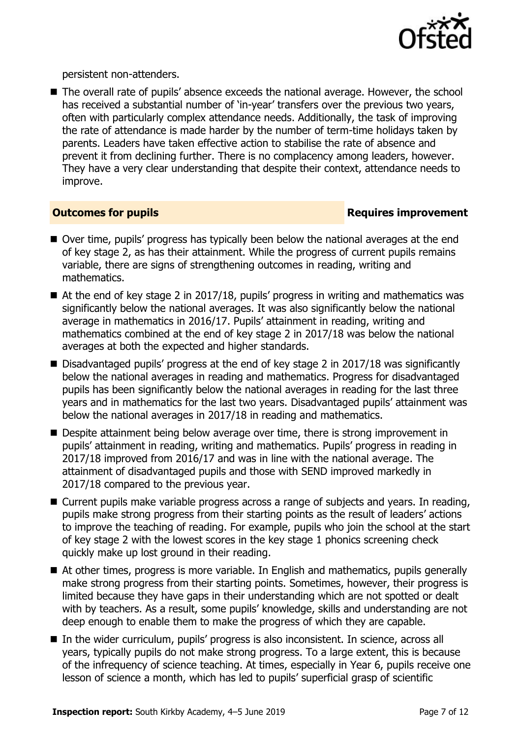persistent non-attenders.

- The overall rate of pupils' absence exceeds the national average. However, the school has received a substantial number of 'in-year' transfers over the previous two years, often with particularly complex attendance needs. Additionally, the task of improving the rate of attendance is made harder by the number of term-time holidays taken by parents. Leaders have taken effective action to stabilise the rate of absence and prevent it from declining further. There is no complacency among leaders, however. They have a very clear understanding that despite their context, attendance needs to improve.

## Outcomes for pupils — Requires improvement

- Over time, pupils' progress has typically been below the national averages at the end of key stage 2, as has their attainment. While the progress of current pupils remains variable, there are signs of strengthening outcomes in reading, writing and mathematics.
- At the end of key stage 2 in 2017/18, pupils' progress in writing and mathematics was significantly below the national averages. It was also significantly below the national average in mathematics in 2016/17. Pupils' attainment in reading, writing and mathematics combined at the end of key stage 2 in 2017/18 was below the national averages at both the expected and higher standards.
- Disadvantaged pupils' progress at the end of key stage 2 in 2017/18 was significantly below the national averages in reading and mathematics. Progress for disadvantaged pupils has been significantly below the national averages in reading for the last three years and in mathematics for the last two years. Disadvantaged pupils' attainment was below the national averages in 2017/18 in reading and mathematics.
- Despite attainment being below average over time, there is strong improvement in pupils' attainment in reading, writing and mathematics. Pupils' progress in reading in 2017/18 improved from 2016/17 and was in line with the national average. The attainment of disadvantaged pupils and those with SEND improved markedly in 2017/18 compared to the previous year.
- Current pupils make variable progress across a range of subjects and years. In reading, pupils make strong progress from their starting points as the result of leaders' actions to improve the teaching of reading. For example, pupils who join the school at the start of key stage 2 with the lowest scores in the key stage 1 phonics screening check quickly make up lost ground in their reading.
- At other times, progress is more variable. In English and mathematics, pupils generally make strong progress from their starting points. Sometimes, however, their progress is limited because they have gaps in their understanding which are not spotted or dealt with by teachers. As a result, some pupils' knowledge, skills and understanding are not deep enough to enable them to make the progress of which they are capable.
- In the wider curriculum, pupils' progress is also inconsistent. In science, across all years, typically pupils do not make strong progress. To a large extent, this is because of the infrequency of science teaching. At times, especially in Year 6, pupils receive one lesson of science a month, which has led to pupils' superficial grasp of scientific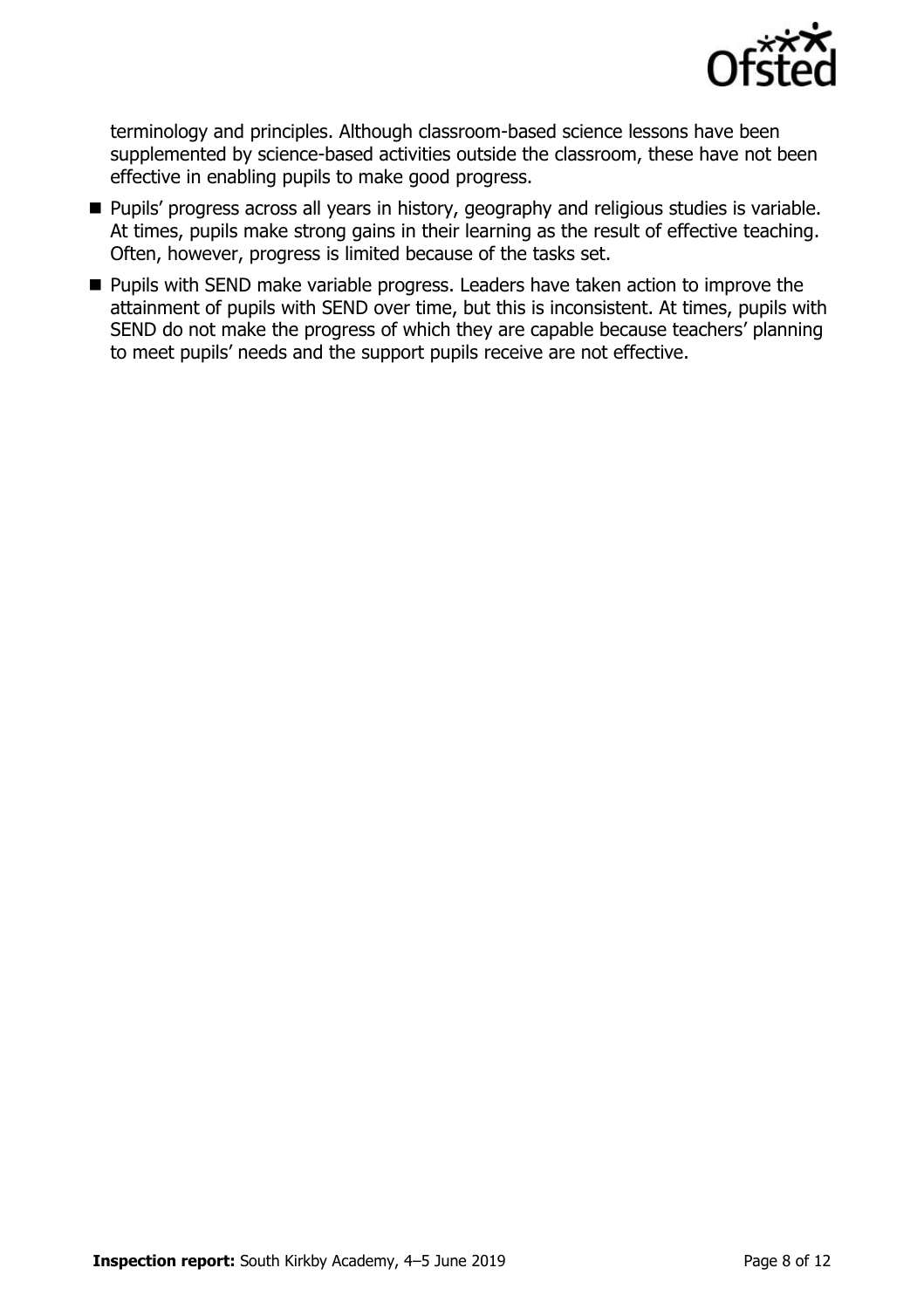terminology and principles. Although classroom-based science lessons have been supplemented by science-based activities outside the classroom, these have not been effective in enabling pupils to make good progress.

- Pupils' progress across all years in history, geography and religious studies is variable. At times, pupils make strong gains in their learning as the result of effective teaching. Often, however, progress is limited because of the tasks set.
- Pupils with SEND make variable progress. Leaders have taken action to improve the attainment of pupils with SEND over time, but this is inconsistent. At times, pupils with SEND do not make the progress of which they are capable because teachers' planning to meet pupils' needs and the support pupils receive are not effective.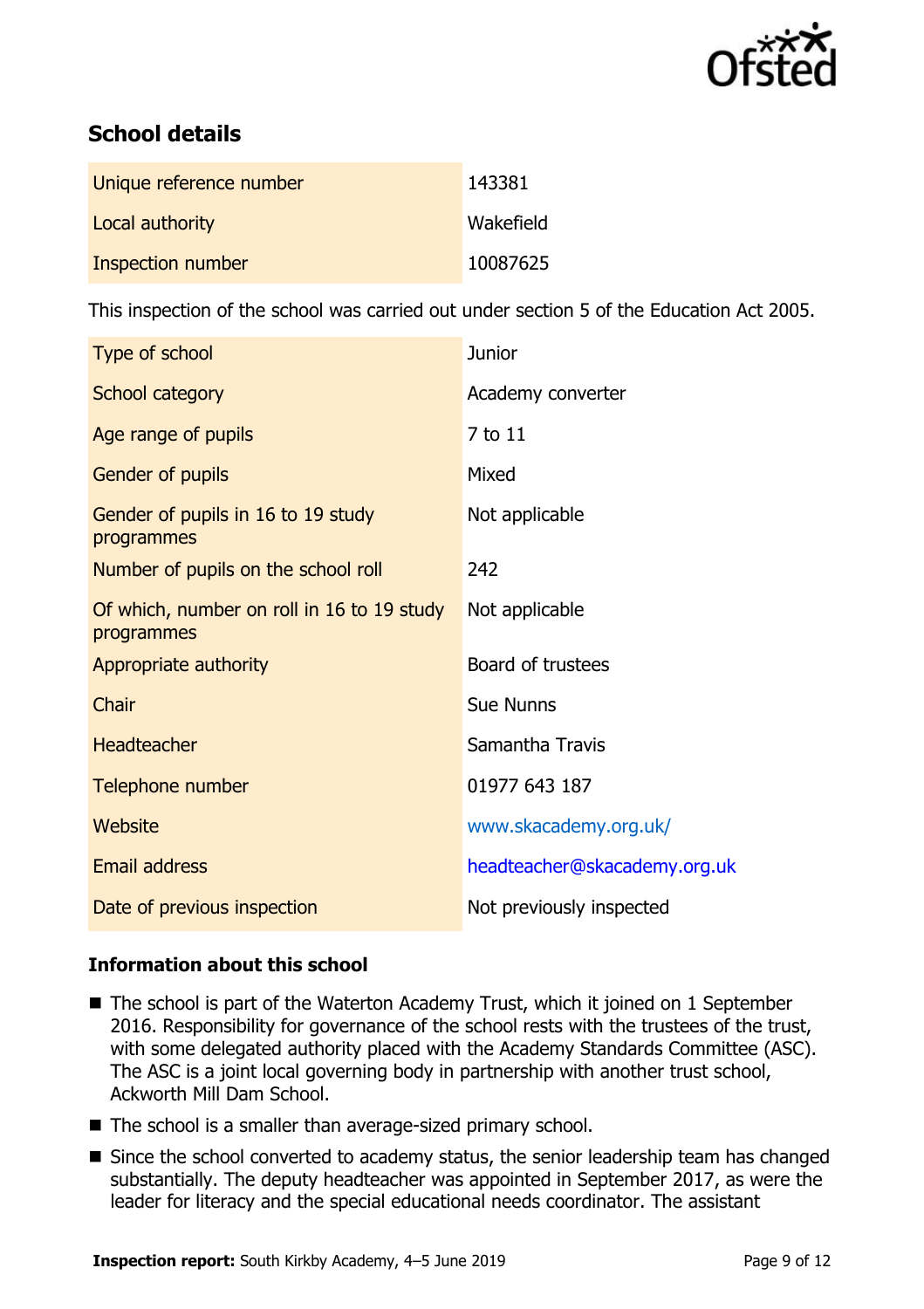## School details

| | |
|---|---|
| Unique reference number | 143381 |
| Local authority | Wakefield |
| Inspection number | 10087625 |

This inspection of the school was carried out under section 5 of the Education Act 2005.

| | |
|---|---|
| Type of school | Junior |
| School category | Academy converter |
| Age range of pupils | 7 to 11 |
| Gender of pupils | Mixed |
| Gender of pupils in 16 to 19 study programmes | Not applicable |
| Number of pupils on the school roll | 242 |
| Of which, number on roll in 16 to 19 study programmes | Not applicable |
| Appropriate authority | Board of trustees |
| Chair | Sue Nunns |
| Headteacher | Samantha Travis |
| Telephone number | 01977 643 187 |
| Website | www.skacademy.org.uk/ |
| Email address | headteacher@skacademy.org.uk |
| Date of previous inspection | Not previously inspected |

### Information about this school

- The school is part of the Waterton Academy Trust, which it joined on 1 September 2016. Responsibility for governance of the school rests with the trustees of the trust, with some delegated authority placed with the Academy Standards Committee (ASC). The ASC is a joint local governing body in partnership with another trust school, Ackworth Mill Dam School.
- The school is a smaller than average-sized primary school.
- Since the school converted to academy status, the senior leadership team has changed substantially. The deputy headteacher was appointed in September 2017, as were the leader for literacy and the special educational needs coordinator. The assistant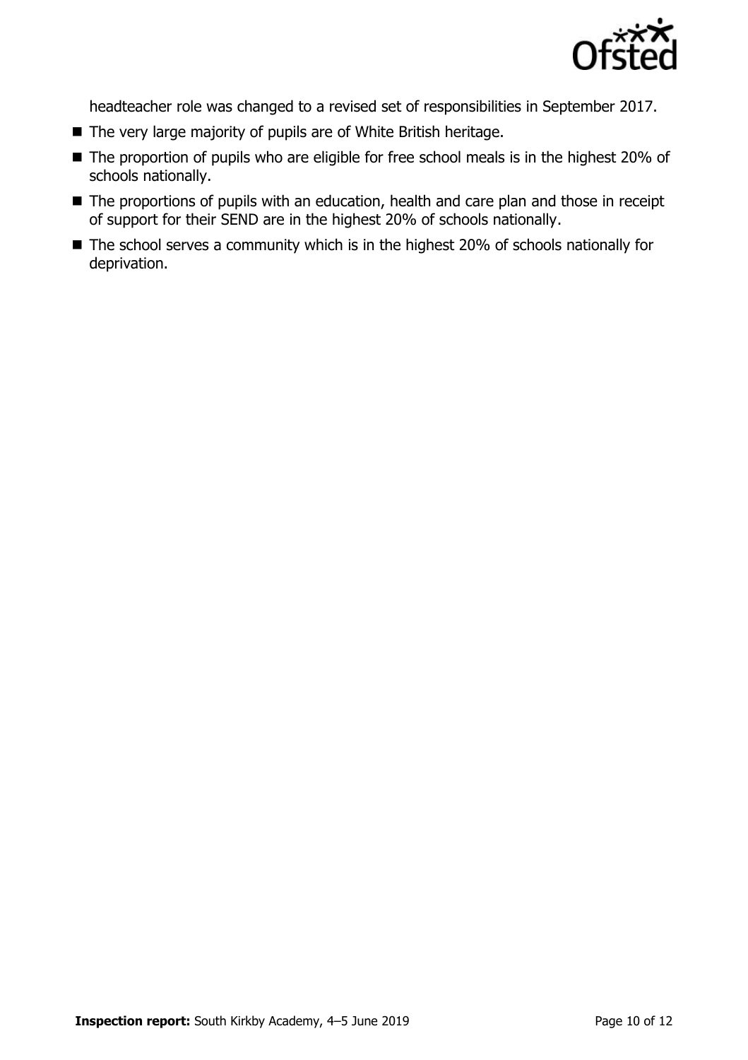headteacher role was changed to a revised set of responsibilities in September 2017.

- The very large majority of pupils are of White British heritage.
- The proportion of pupils who are eligible for free school meals is in the highest 20% of schools nationally.
- The proportions of pupils with an education, health and care plan and those in receipt of support for their SEND are in the highest 20% of schools nationally.
- The school serves a community which is in the highest 20% of schools nationally for deprivation.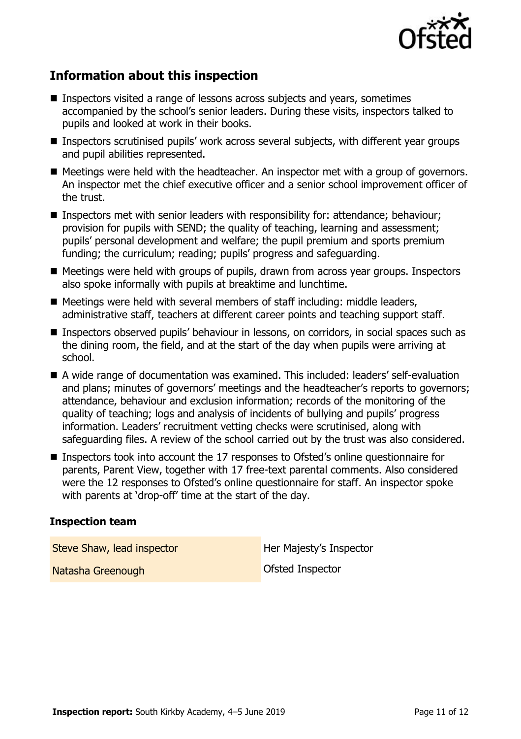## Information about this inspection

- Inspectors visited a range of lessons across subjects and years, sometimes accompanied by the school's senior leaders. During these visits, inspectors talked to pupils and looked at work in their books.
- Inspectors scrutinised pupils' work across several subjects, with different year groups and pupil abilities represented.
- Meetings were held with the headteacher. An inspector met with a group of governors. An inspector met the chief executive officer and a senior school improvement officer of the trust.
- Inspectors met with senior leaders with responsibility for: attendance; behaviour; provision for pupils with SEND; the quality of teaching, learning and assessment; pupils' personal development and welfare; the pupil premium and sports premium funding; the curriculum; reading; pupils' progress and safeguarding.
- Meetings were held with groups of pupils, drawn from across year groups. Inspectors also spoke informally with pupils at breaktime and lunchtime.
- Meetings were held with several members of staff including: middle leaders, administrative staff, teachers at different career points and teaching support staff.
- Inspectors observed pupils' behaviour in lessons, on corridors, in social spaces such as the dining room, the field, and at the start of the day when pupils were arriving at school.
- A wide range of documentation was examined. This included: leaders' self-evaluation and plans; minutes of governors' meetings and the headteacher's reports to governors; attendance, behaviour and exclusion information; records of the monitoring of the quality of teaching; logs and analysis of incidents of bullying and pupils' progress information. Leaders' recruitment vetting checks were scrutinised, along with safeguarding files. A review of the school carried out by the trust was also considered.
- Inspectors took into account the 17 responses to Ofsted's online questionnaire for parents, Parent View, together with 17 free-text parental comments. Also considered were the 12 responses to Ofsted's online questionnaire for staff. An inspector spoke with parents at 'drop-off' time at the start of the day.

### Inspection team

| | |
|---|---|
| Steve Shaw, lead inspector | Her Majesty's Inspector |
| Natasha Greenough | Ofsted Inspector |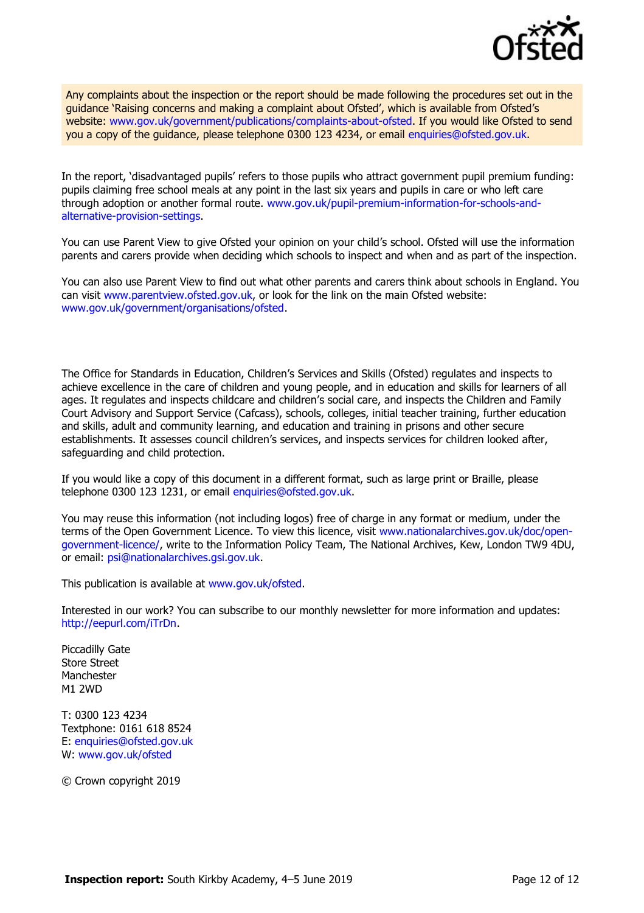Any complaints about the inspection or the report should be made following the procedures set out in the guidance 'Raising concerns and making a complaint about Ofsted', which is available from Ofsted's website: www.gov.uk/government/publications/complaints-about-ofsted. If you would like Ofsted to send you a copy of the guidance, please telephone 0300 123 4234, or email enquiries@ofsted.gov.uk.

In the report, 'disadvantaged pupils' refers to those pupils who attract government pupil premium funding: pupils claiming free school meals at any point in the last six years and pupils in care or who left care through adoption or another formal route. www.gov.uk/pupil-premium-information-for-schools-and-alternative-provision-settings.

You can use Parent View to give Ofsted your opinion on your child's school. Ofsted will use the information parents and carers provide when deciding which schools to inspect and when and as part of the inspection.

You can also use Parent View to find out what other parents and carers think about schools in England. You can visit www.parentview.ofsted.gov.uk, or look for the link on the main Ofsted website: www.gov.uk/government/organisations/ofsted.

The Office for Standards in Education, Children's Services and Skills (Ofsted) regulates and inspects to achieve excellence in the care of children and young people, and in education and skills for learners of all ages. It regulates and inspects childcare and children's social care, and inspects the Children and Family Court Advisory and Support Service (Cafcass), schools, colleges, initial teacher training, further education and skills, adult and community learning, and education and training in prisons and other secure establishments. It assesses council children's services, and inspects services for children looked after, safeguarding and child protection.

If you would like a copy of this document in a different format, such as large print or Braille, please telephone 0300 123 1231, or email enquiries@ofsted.gov.uk.

You may reuse this information (not including logos) free of charge in any format or medium, under the terms of the Open Government Licence. To view this licence, visit www.nationalarchives.gov.uk/doc/open-government-licence/, write to the Information Policy Team, The National Archives, Kew, London TW9 4DU, or email: psi@nationalarchives.gsi.gov.uk.

This publication is available at www.gov.uk/ofsted.

Interested in our work? You can subscribe to our monthly newsletter for more information and updates: http://eepurl.com/iTrDn.

Piccadilly Gate
Store Street
Manchester
M1 2WD

T: 0300 123 4234
Textphone: 0161 618 8524
E: enquiries@ofsted.gov.uk
W: www.gov.uk/ofsted

© Crown copyright 2019